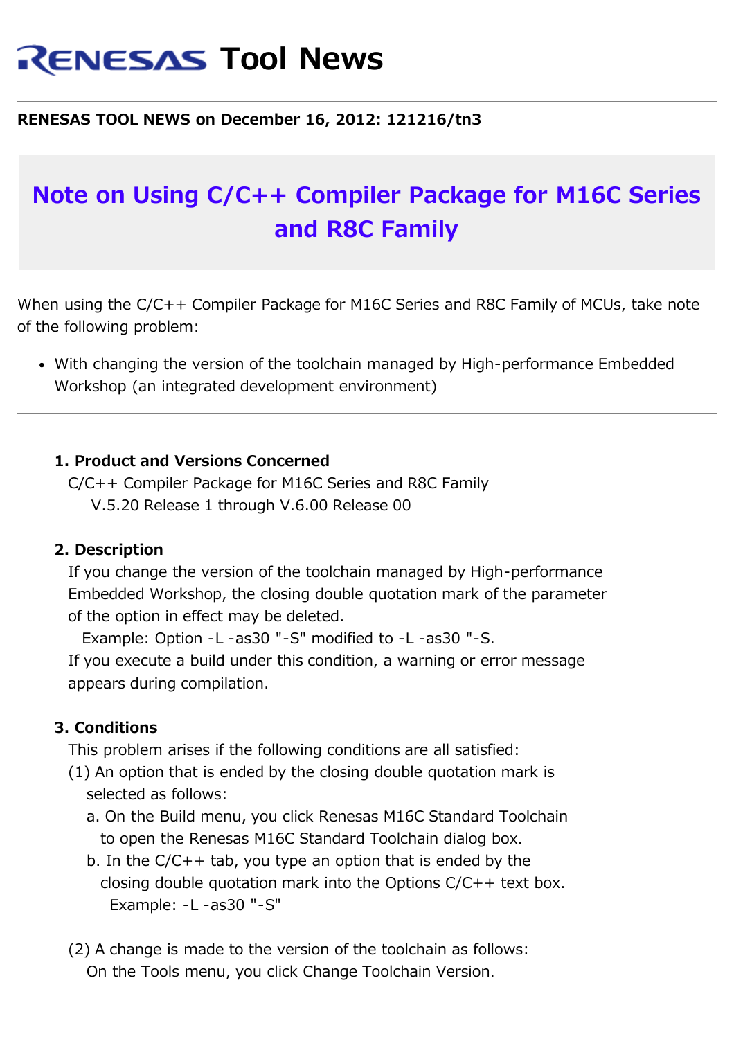# RENESAS Tool News

**RENESAS TOOL NEWS on December 16, 2012: 121216/tn3**

## Note on Using C/C++ Compiler Package for M16C Series and R8C Family

When using the C/C++ Compiler Package for M16C Series and R8C Family of MCUs, take note of the following problem:

- With changing the version of the toolchain managed by High-performance Embedded Workshop (an integrated development environment)

---

### 1. Product and Versions Concerned

C/C++ Compiler Package for M16C Series and R8C Family
V.5.20 Release 1 through V.6.00 Release 00

### 2. Description

If you change the version of the toolchain managed by High-performance Embedded Workshop, the closing double quotation mark of the parameter of the option in effect may be deleted.
Example: Option -L -as30 "-S" modified to -L -as30 "-S.
If you execute a build under this condition, a warning or error message appears during compilation.

### 3. Conditions

This problem arises if the following conditions are all satisfied:

(1) An option that is ended by the closing double quotation mark is selected as follows:
  a. On the Build menu, you click Renesas M16C Standard Toolchain to open the Renesas M16C Standard Toolchain dialog box.
  b. In the C/C++ tab, you type an option that is ended by the closing double quotation mark into the Options C/C++ text box.
    Example: -L -as30 "-S"

(2) A change is made to the version of the toolchain as follows:
  On the Tools menu, you click Change Toolchain Version.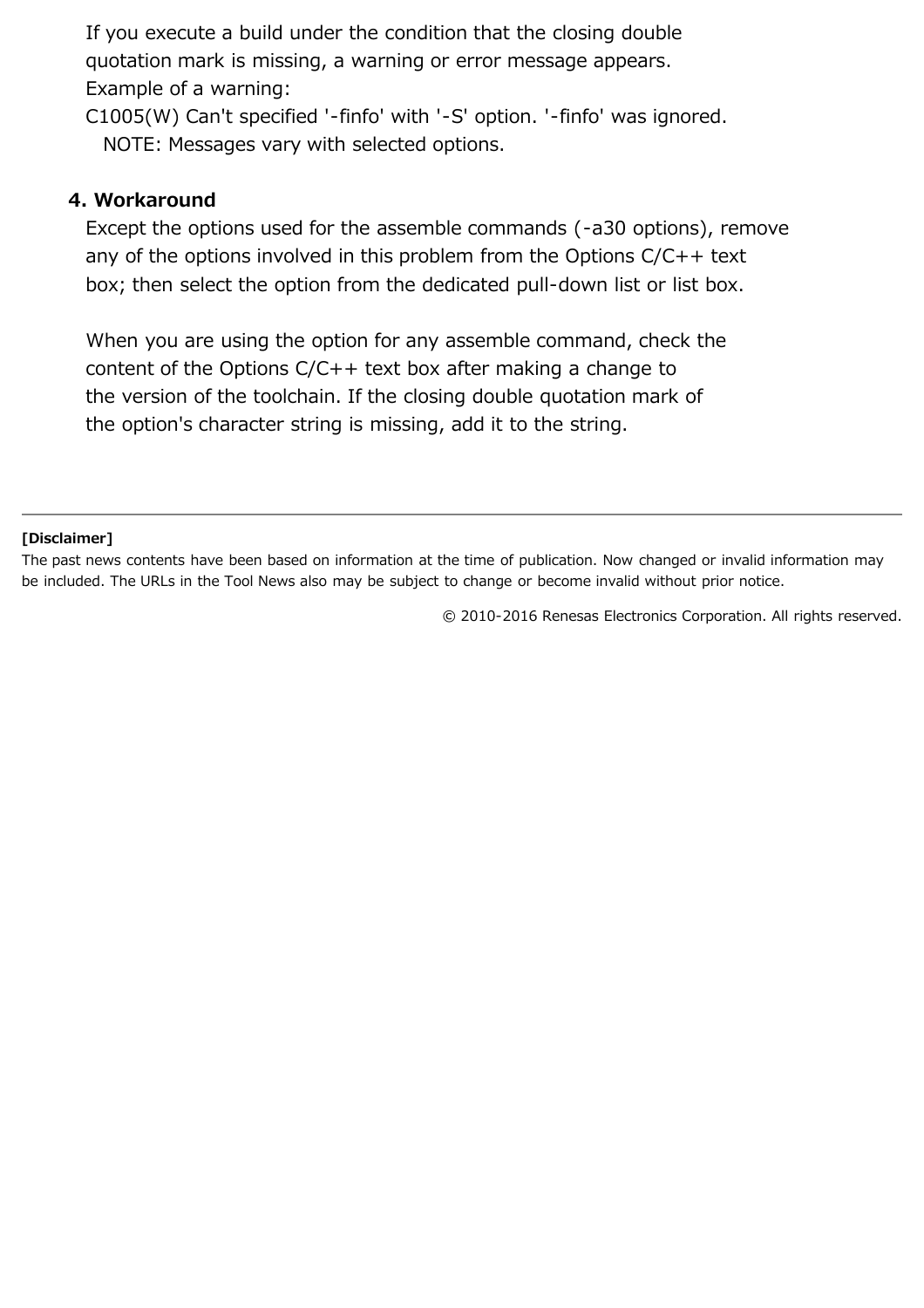If you execute a build under the condition that the closing double quotation mark is missing, a warning or error message appears.
Example of a warning:
C1005(W) Can't specified '-finfo' with '-S' option. '-finfo' was ignored.
NOTE: Messages vary with selected options.

## 4. Workaround

Except the options used for the assemble commands (-a30 options), remove any of the options involved in this problem from the Options C/C++ text box; then select the option from the dedicated pull-down list or list box.

When you are using the option for any assemble command, check the content of the Options C/C++ text box after making a change to the version of the toolchain. If the closing double quotation mark of the option's character string is missing, add it to the string.

---

**[Disclaimer]**
The past news contents have been based on information at the time of publication. Now changed or invalid information may be included. The URLs in the Tool News also may be subject to change or become invalid without prior notice.

© 2010-2016 Renesas Electronics Corporation. All rights reserved.